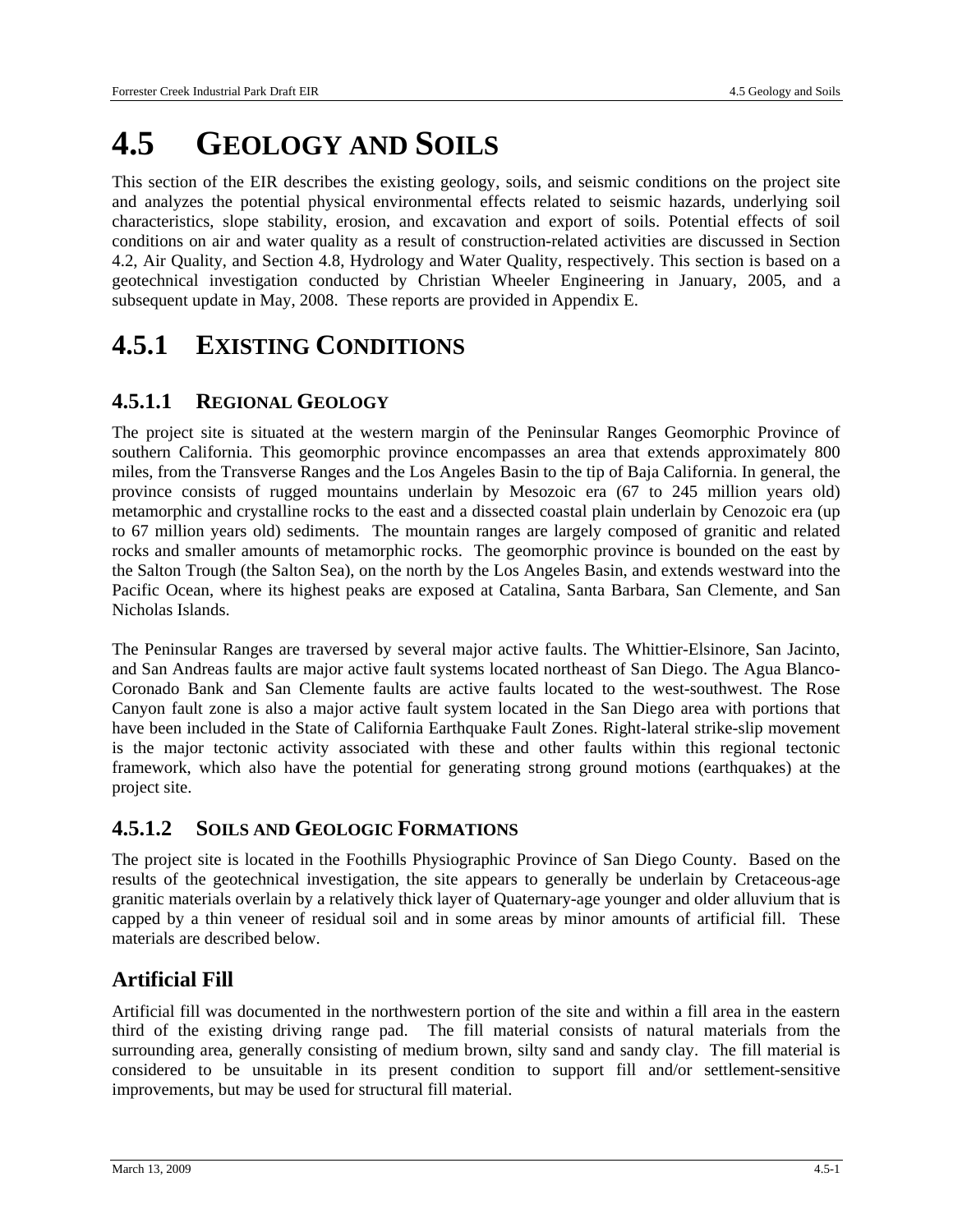# 4.5 GEOLOGY AND SOILS

This section of the EIR describes the existing geology, soils, and seismic conditions on the project site and analyzes the potential physical environmental effects related to seismic hazards, underlying soil characteristics, slope stability, erosion, and excavation and export of soils. Potential effects of soil conditions on air and water quality as a result of construction-related activities are discussed in Section 4.2, Air Quality, and Section 4.8, Hydrology and Water Quality, respectively. This section is based on a geotechnical investigation conducted by Christian Wheeler Engineering in January, 2005, and a subsequent update in May, 2008. These reports are provided in Appendix E.

## 4.5.1 EXISTING CONDITIONS

### 4.5.1.1 REGIONAL GEOLOGY

The project site is situated at the western margin of the Peninsular Ranges Geomorphic Province of southern California. This geomorphic province encompasses an area that extends approximately 800 miles, from the Transverse Ranges and the Los Angeles Basin to the tip of Baja California. In general, the province consists of rugged mountains underlain by Mesozoic era (67 to 245 million years old) metamorphic and crystalline rocks to the east and a dissected coastal plain underlain by Cenozoic era (up to 67 million years old) sediments. The mountain ranges are largely composed of granitic and related rocks and smaller amounts of metamorphic rocks. The geomorphic province is bounded on the east by the Salton Trough (the Salton Sea), on the north by the Los Angeles Basin, and extends westward into the Pacific Ocean, where its highest peaks are exposed at Catalina, Santa Barbara, San Clemente, and San Nicholas Islands.

The Peninsular Ranges are traversed by several major active faults. The Whittier-Elsinore, San Jacinto, and San Andreas faults are major active fault systems located northeast of San Diego. The Agua Blanco-Coronado Bank and San Clemente faults are active faults located to the west-southwest. The Rose Canyon fault zone is also a major active fault system located in the San Diego area with portions that have been included in the State of California Earthquake Fault Zones. Right-lateral strike-slip movement is the major tectonic activity associated with these and other faults within this regional tectonic framework, which also have the potential for generating strong ground motions (earthquakes) at the project site.

### 4.5.1.2 SOILS AND GEOLOGIC FORMATIONS

The project site is located in the Foothills Physiographic Province of San Diego County. Based on the results of the geotechnical investigation, the site appears to generally be underlain by Cretaceous-age granitic materials overlain by a relatively thick layer of Quaternary-age younger and older alluvium that is capped by a thin veneer of residual soil and in some areas by minor amounts of artificial fill. These materials are described below.

## Artificial Fill

Artificial fill was documented in the northwestern portion of the site and within a fill area in the eastern third of the existing driving range pad. The fill material consists of natural materials from the surrounding area, generally consisting of medium brown, silty sand and sandy clay. The fill material is considered to be unsuitable in its present condition to support fill and/or settlement-sensitive improvements, but may be used for structural fill material.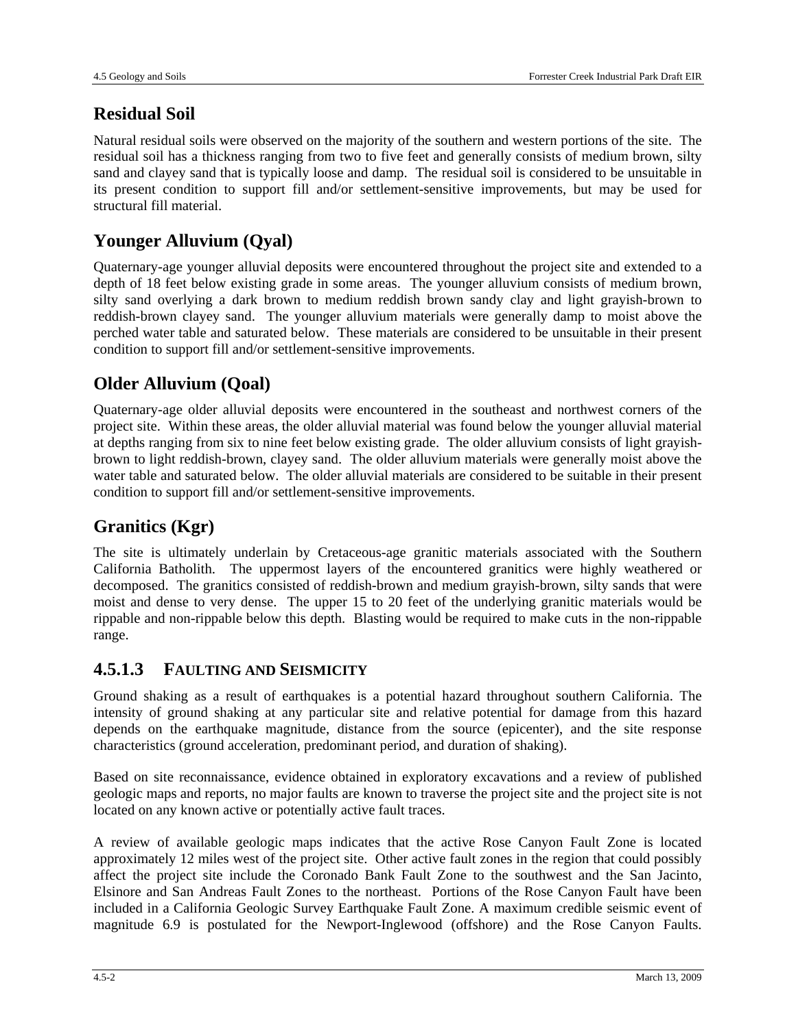## Residual Soil

Natural residual soils were observed on the majority of the southern and western portions of the site. The residual soil has a thickness ranging from two to five feet and generally consists of medium brown, silty sand and clayey sand that is typically loose and damp. The residual soil is considered to be unsuitable in its present condition to support fill and/or settlement-sensitive improvements, but may be used for structural fill material.

## Younger Alluvium (Qyal)

Quaternary-age younger alluvial deposits were encountered throughout the project site and extended to a depth of 18 feet below existing grade in some areas. The younger alluvium consists of medium brown, silty sand overlying a dark brown to medium reddish brown sandy clay and light grayish-brown to reddish-brown clayey sand. The younger alluvium materials were generally damp to moist above the perched water table and saturated below. These materials are considered to be unsuitable in their present condition to support fill and/or settlement-sensitive improvements.

## Older Alluvium (Qoal)

Quaternary-age older alluvial deposits were encountered in the southeast and northwest corners of the project site. Within these areas, the older alluvial material was found below the younger alluvial material at depths ranging from six to nine feet below existing grade. The older alluvium consists of light grayish-brown to light reddish-brown, clayey sand. The older alluvium materials were generally moist above the water table and saturated below. The older alluvial materials are considered to be suitable in their present condition to support fill and/or settlement-sensitive improvements.

## Granitics (Kgr)

The site is ultimately underlain by Cretaceous-age granitic materials associated with the Southern California Batholith. The uppermost layers of the encountered granitics were highly weathered or decomposed. The granitics consisted of reddish-brown and medium grayish-brown, silty sands that were moist and dense to very dense. The upper 15 to 20 feet of the underlying granitic materials would be rippable and non-rippable below this depth. Blasting would be required to make cuts in the non-rippable range.

### 4.5.1.3 FAULTING AND SEISMICITY

Ground shaking as a result of earthquakes is a potential hazard throughout southern California. The intensity of ground shaking at any particular site and relative potential for damage from this hazard depends on the earthquake magnitude, distance from the source (epicenter), and the site response characteristics (ground acceleration, predominant period, and duration of shaking).

Based on site reconnaissance, evidence obtained in exploratory excavations and a review of published geologic maps and reports, no major faults are known to traverse the project site and the project site is not located on any known active or potentially active fault traces.

A review of available geologic maps indicates that the active Rose Canyon Fault Zone is located approximately 12 miles west of the project site. Other active fault zones in the region that could possibly affect the project site include the Coronado Bank Fault Zone to the southwest and the San Jacinto, Elsinore and San Andreas Fault Zones to the northeast. Portions of the Rose Canyon Fault have been included in a California Geologic Survey Earthquake Fault Zone. A maximum credible seismic event of magnitude 6.9 is postulated for the Newport-Inglewood (offshore) and the Rose Canyon Faults.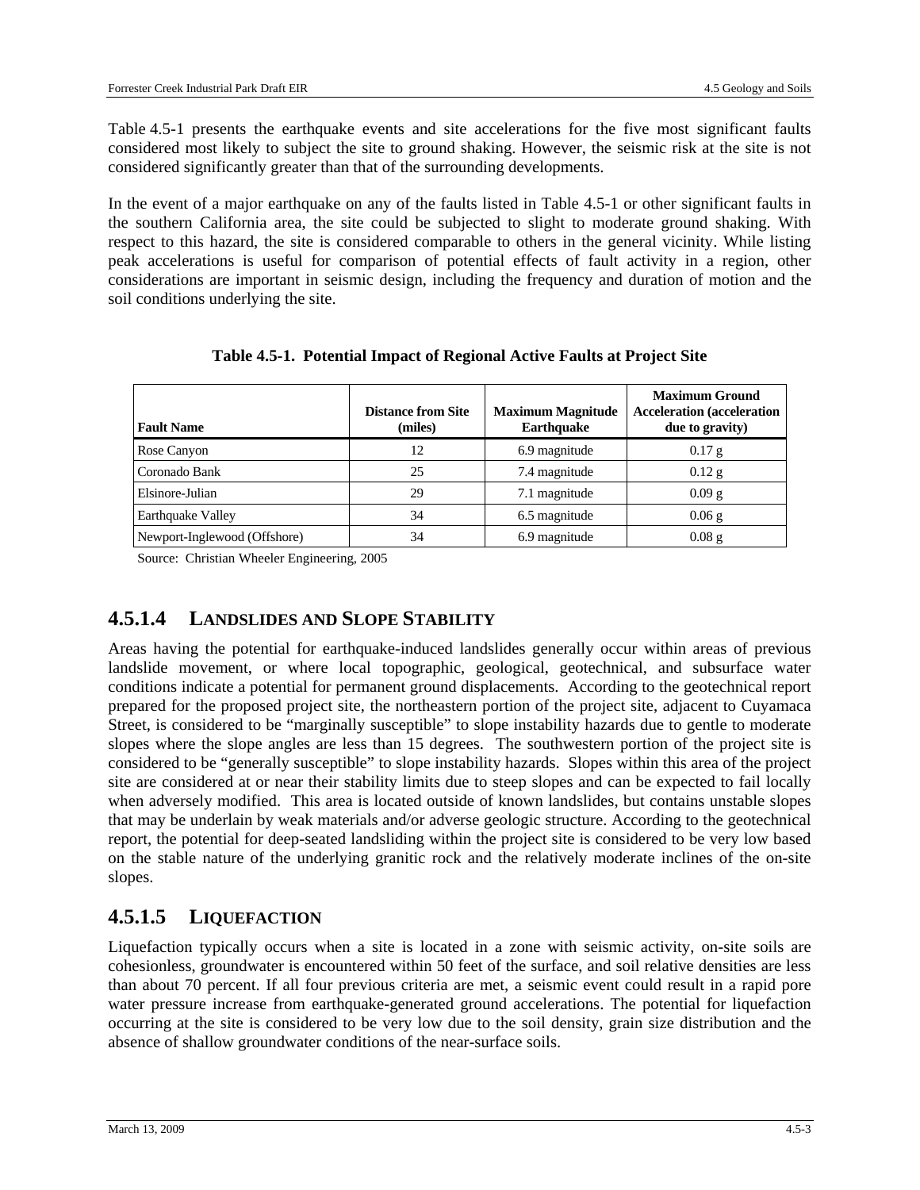Table 4.5-1 presents the earthquake events and site accelerations for the five most significant faults considered most likely to subject the site to ground shaking. However, the seismic risk at the site is not considered significantly greater than that of the surrounding developments.

In the event of a major earthquake on any of the faults listed in Table 4.5-1 or other significant faults in the southern California area, the site could be subjected to slight to moderate ground shaking. With respect to this hazard, the site is considered comparable to others in the general vicinity. While listing peak accelerations is useful for comparison of potential effects of fault activity in a region, other considerations are important in seismic design, including the frequency and duration of motion and the soil conditions underlying the site.

**Table 4.5-1. Potential Impact of Regional Active Faults at Project Site**

| Fault Name | Distance from Site (miles) | Maximum Magnitude Earthquake | Maximum Ground Acceleration (acceleration due to gravity) |
|---|---|---|---|
| Rose Canyon | 12 | 6.9 magnitude | 0.17 g |
| Coronado Bank | 25 | 7.4 magnitude | 0.12 g |
| Elsinore-Julian | 29 | 7.1 magnitude | 0.09 g |
| Earthquake Valley | 34 | 6.5 magnitude | 0.06 g |
| Newport-Inglewood (Offshore) | 34 | 6.9 magnitude | 0.08 g |

Source: Christian Wheeler Engineering, 2005

## 4.5.1.4 LANDSLIDES AND SLOPE STABILITY

Areas having the potential for earthquake-induced landslides generally occur within areas of previous landslide movement, or where local topographic, geological, geotechnical, and subsurface water conditions indicate a potential for permanent ground displacements. According to the geotechnical report prepared for the proposed project site, the northeastern portion of the project site, adjacent to Cuyamaca Street, is considered to be "marginally susceptible" to slope instability hazards due to gentle to moderate slopes where the slope angles are less than 15 degrees. The southwestern portion of the project site is considered to be "generally susceptible" to slope instability hazards. Slopes within this area of the project site are considered at or near their stability limits due to steep slopes and can be expected to fail locally when adversely modified. This area is located outside of known landslides, but contains unstable slopes that may be underlain by weak materials and/or adverse geologic structure. According to the geotechnical report, the potential for deep-seated landsliding within the project site is considered to be very low based on the stable nature of the underlying granitic rock and the relatively moderate inclines of the on-site slopes.

## 4.5.1.5 LIQUEFACTION

Liquefaction typically occurs when a site is located in a zone with seismic activity, on-site soils are cohesionless, groundwater is encountered within 50 feet of the surface, and soil relative densities are less than about 70 percent. If all four previous criteria are met, a seismic event could result in a rapid pore water pressure increase from earthquake-generated ground accelerations. The potential for liquefaction occurring at the site is considered to be very low due to the soil density, grain size distribution and the absence of shallow groundwater conditions of the near-surface soils.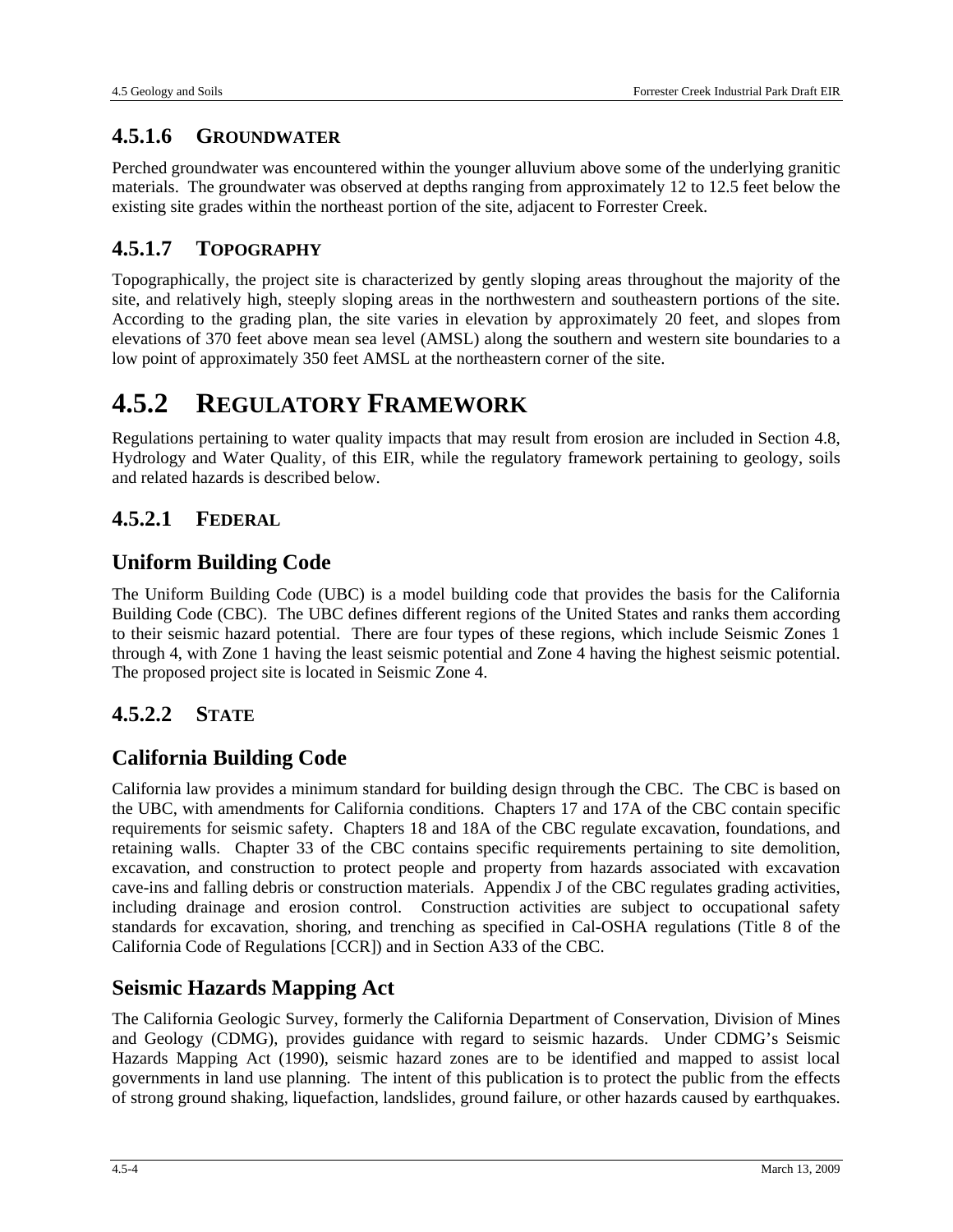### 4.5.1.6 GROUNDWATER

Perched groundwater was encountered within the younger alluvium above some of the underlying granitic materials. The groundwater was observed at depths ranging from approximately 12 to 12.5 feet below the existing site grades within the northeast portion of the site, adjacent to Forrester Creek.

### 4.5.1.7 TOPOGRAPHY

Topographically, the project site is characterized by gently sloping areas throughout the majority of the site, and relatively high, steeply sloping areas in the northwestern and southeastern portions of the site. According to the grading plan, the site varies in elevation by approximately 20 feet, and slopes from elevations of 370 feet above mean sea level (AMSL) along the southern and western site boundaries to a low point of approximately 350 feet AMSL at the northeastern corner of the site.

## 4.5.2 REGULATORY FRAMEWORK

Regulations pertaining to water quality impacts that may result from erosion are included in Section 4.8, Hydrology and Water Quality, of this EIR, while the regulatory framework pertaining to geology, soils and related hazards is described below.

### 4.5.2.1 FEDERAL

#### Uniform Building Code

The Uniform Building Code (UBC) is a model building code that provides the basis for the California Building Code (CBC). The UBC defines different regions of the United States and ranks them according to their seismic hazard potential. There are four types of these regions, which include Seismic Zones 1 through 4, with Zone 1 having the least seismic potential and Zone 4 having the highest seismic potential. The proposed project site is located in Seismic Zone 4.

### 4.5.2.2 STATE

#### California Building Code

California law provides a minimum standard for building design through the CBC. The CBC is based on the UBC, with amendments for California conditions. Chapters 17 and 17A of the CBC contain specific requirements for seismic safety. Chapters 18 and 18A of the CBC regulate excavation, foundations, and retaining walls. Chapter 33 of the CBC contains specific requirements pertaining to site demolition, excavation, and construction to protect people and property from hazards associated with excavation cave-ins and falling debris or construction materials. Appendix J of the CBC regulates grading activities, including drainage and erosion control. Construction activities are subject to occupational safety standards for excavation, shoring, and trenching as specified in Cal-OSHA regulations (Title 8 of the California Code of Regulations [CCR]) and in Section A33 of the CBC.

#### Seismic Hazards Mapping Act

The California Geologic Survey, formerly the California Department of Conservation, Division of Mines and Geology (CDMG), provides guidance with regard to seismic hazards. Under CDMG's Seismic Hazards Mapping Act (1990), seismic hazard zones are to be identified and mapped to assist local governments in land use planning. The intent of this publication is to protect the public from the effects of strong ground shaking, liquefaction, landslides, ground failure, or other hazards caused by earthquakes.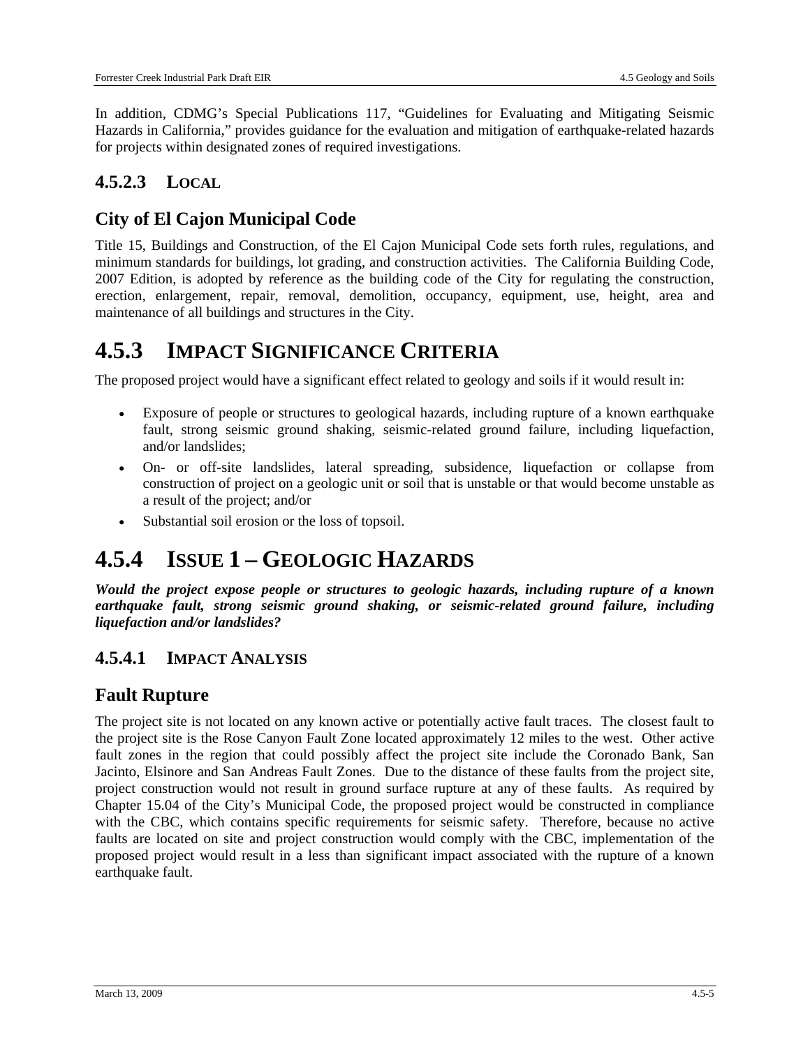In addition, CDMG's Special Publications 117, "Guidelines for Evaluating and Mitigating Seismic Hazards in California," provides guidance for the evaluation and mitigation of earthquake-related hazards for projects within designated zones of required investigations.

### 4.5.2.3 LOCAL

### City of El Cajon Municipal Code

Title 15, Buildings and Construction, of the El Cajon Municipal Code sets forth rules, regulations, and minimum standards for buildings, lot grading, and construction activities. The California Building Code, 2007 Edition, is adopted by reference as the building code of the City for regulating the construction, erection, enlargement, repair, removal, demolition, occupancy, equipment, use, height, area and maintenance of all buildings and structures in the City.

## 4.5.3 IMPACT SIGNIFICANCE CRITERIA

The proposed project would have a significant effect related to geology and soils if it would result in:

- Exposure of people or structures to geological hazards, including rupture of a known earthquake fault, strong seismic ground shaking, seismic-related ground failure, including liquefaction, and/or landslides;
- On- or off-site landslides, lateral spreading, subsidence, liquefaction or collapse from construction of project on a geologic unit or soil that is unstable or that would become unstable as a result of the project; and/or
- Substantial soil erosion or the loss of topsoil.

## 4.5.4 ISSUE 1 – GEOLOGIC HAZARDS

***Would the project expose people or structures to geologic hazards, including rupture of a known earthquake fault, strong seismic ground shaking, or seismic-related ground failure, including liquefaction and/or landslides?***

### 4.5.4.1 IMPACT ANALYSIS

### Fault Rupture

The project site is not located on any known active or potentially active fault traces. The closest fault to the project site is the Rose Canyon Fault Zone located approximately 12 miles to the west. Other active fault zones in the region that could possibly affect the project site include the Coronado Bank, San Jacinto, Elsinore and San Andreas Fault Zones. Due to the distance of these faults from the project site, project construction would not result in ground surface rupture at any of these faults. As required by Chapter 15.04 of the City's Municipal Code, the proposed project would be constructed in compliance with the CBC, which contains specific requirements for seismic safety. Therefore, because no active faults are located on site and project construction would comply with the CBC, implementation of the proposed project would result in a less than significant impact associated with the rupture of a known earthquake fault.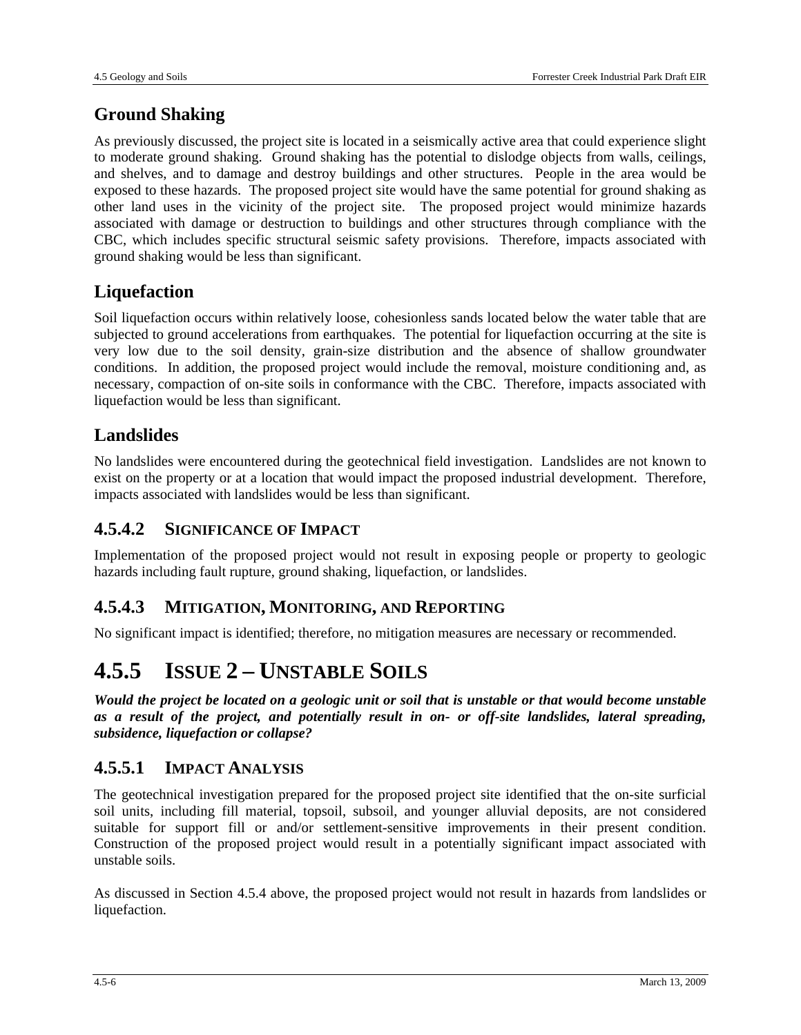## Ground Shaking

As previously discussed, the project site is located in a seismically active area that could experience slight to moderate ground shaking. Ground shaking has the potential to dislodge objects from walls, ceilings, and shelves, and to damage and destroy buildings and other structures. People in the area would be exposed to these hazards. The proposed project site would have the same potential for ground shaking as other land uses in the vicinity of the project site. The proposed project would minimize hazards associated with damage or destruction to buildings and other structures through compliance with the CBC, which includes specific structural seismic safety provisions. Therefore, impacts associated with ground shaking would be less than significant.

## Liquefaction

Soil liquefaction occurs within relatively loose, cohesionless sands located below the water table that are subjected to ground accelerations from earthquakes. The potential for liquefaction occurring at the site is very low due to the soil density, grain-size distribution and the absence of shallow groundwater conditions. In addition, the proposed project would include the removal, moisture conditioning and, as necessary, compaction of on-site soils in conformance with the CBC. Therefore, impacts associated with liquefaction would be less than significant.

## Landslides

No landslides were encountered during the geotechnical field investigation. Landslides are not known to exist on the property or at a location that would impact the proposed industrial development. Therefore, impacts associated with landslides would be less than significant.

### 4.5.4.2 Significance of Impact

Implementation of the proposed project would not result in exposing people or property to geologic hazards including fault rupture, ground shaking, liquefaction, or landslides.

### 4.5.4.3 Mitigation, Monitoring, and Reporting

No significant impact is identified; therefore, no mitigation measures are necessary or recommended.

# 4.5.5 Issue 2 – Unstable Soils

***Would the project be located on a geologic unit or soil that is unstable or that would become unstable as a result of the project, and potentially result in on- or off-site landslides, lateral spreading, subsidence, liquefaction or collapse?***

### 4.5.5.1 Impact Analysis

The geotechnical investigation prepared for the proposed project site identified that the on-site surficial soil units, including fill material, topsoil, subsoil, and younger alluvial deposits, are not considered suitable for support fill or and/or settlement-sensitive improvements in their present condition. Construction of the proposed project would result in a potentially significant impact associated with unstable soils.

As discussed in Section 4.5.4 above, the proposed project would not result in hazards from landslides or liquefaction.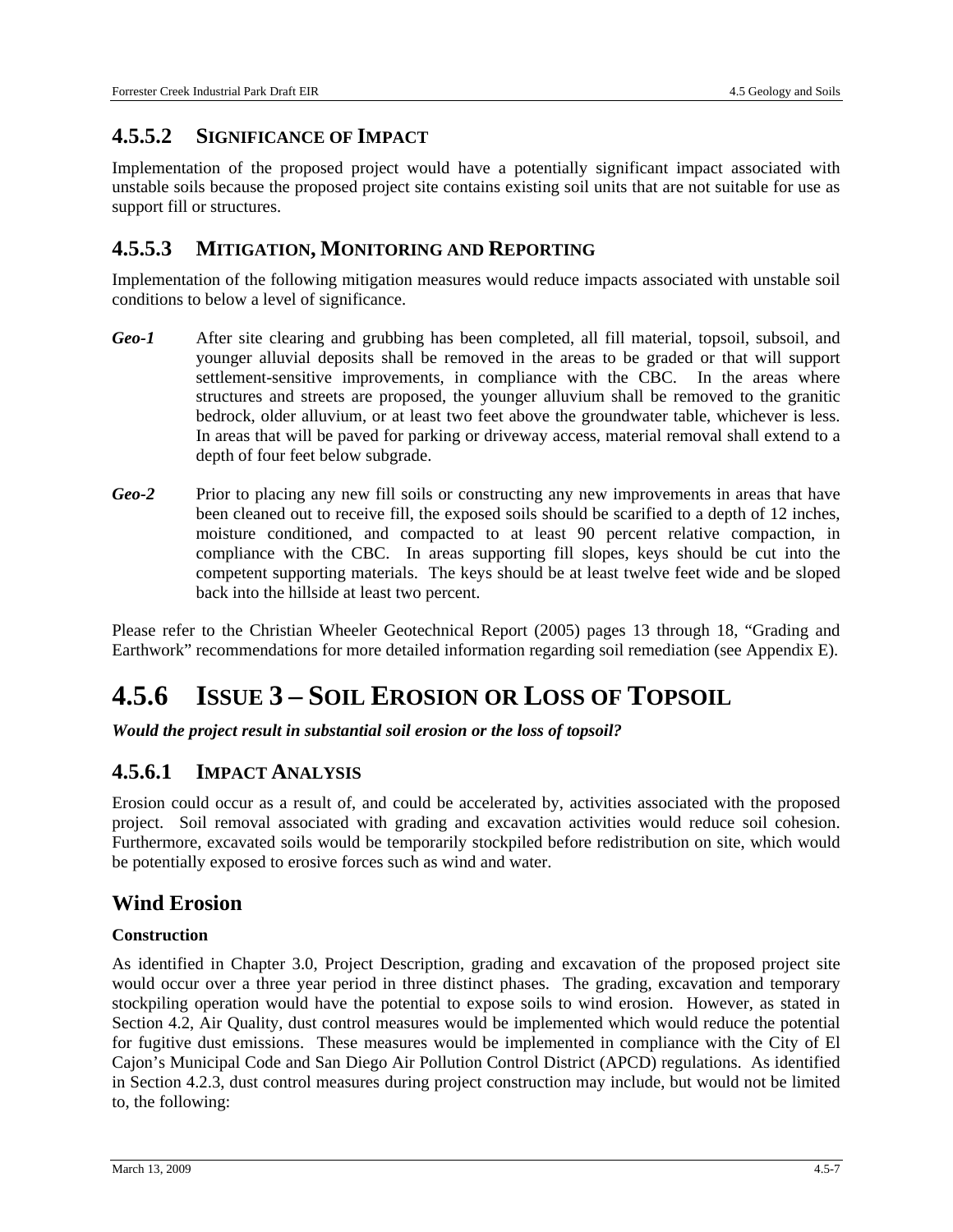### 4.5.5.2 Significance of Impact

Implementation of the proposed project would have a potentially significant impact associated with unstable soils because the proposed project site contains existing soil units that are not suitable for use as support fill or structures.

### 4.5.5.3 Mitigation, Monitoring and Reporting

Implementation of the following mitigation measures would reduce impacts associated with unstable soil conditions to below a level of significance.

***Geo-1*** After site clearing and grubbing has been completed, all fill material, topsoil, subsoil, and younger alluvial deposits shall be removed in the areas to be graded or that will support settlement-sensitive improvements, in compliance with the CBC. In the areas where structures and streets are proposed, the younger alluvium shall be removed to the granitic bedrock, older alluvium, or at least two feet above the groundwater table, whichever is less. In areas that will be paved for parking or driveway access, material removal shall extend to a depth of four feet below subgrade.

***Geo-2*** Prior to placing any new fill soils or constructing any new improvements in areas that have been cleaned out to receive fill, the exposed soils should be scarified to a depth of 12 inches, moisture conditioned, and compacted to at least 90 percent relative compaction, in compliance with the CBC. In areas supporting fill slopes, keys should be cut into the competent supporting materials. The keys should be at least twelve feet wide and be sloped back into the hillside at least two percent.

Please refer to the Christian Wheeler Geotechnical Report (2005) pages 13 through 18, "Grading and Earthwork" recommendations for more detailed information regarding soil remediation (see Appendix E).

## 4.5.6 Issue 3 – Soil Erosion or Loss of Topsoil

***Would the project result in substantial soil erosion or the loss of topsoil?***

### 4.5.6.1 Impact Analysis

Erosion could occur as a result of, and could be accelerated by, activities associated with the proposed project. Soil removal associated with grading and excavation activities would reduce soil cohesion. Furthermore, excavated soils would be temporarily stockpiled before redistribution on site, which would be potentially exposed to erosive forces such as wind and water.

## Wind Erosion

**Construction**

As identified in Chapter 3.0, Project Description, grading and excavation of the proposed project site would occur over a three year period in three distinct phases. The grading, excavation and temporary stockpiling operation would have the potential to expose soils to wind erosion. However, as stated in Section 4.2, Air Quality, dust control measures would be implemented which would reduce the potential for fugitive dust emissions. These measures would be implemented in compliance with the City of El Cajon's Municipal Code and San Diego Air Pollution Control District (APCD) regulations. As identified in Section 4.2.3, dust control measures during project construction may include, but would not be limited to, the following: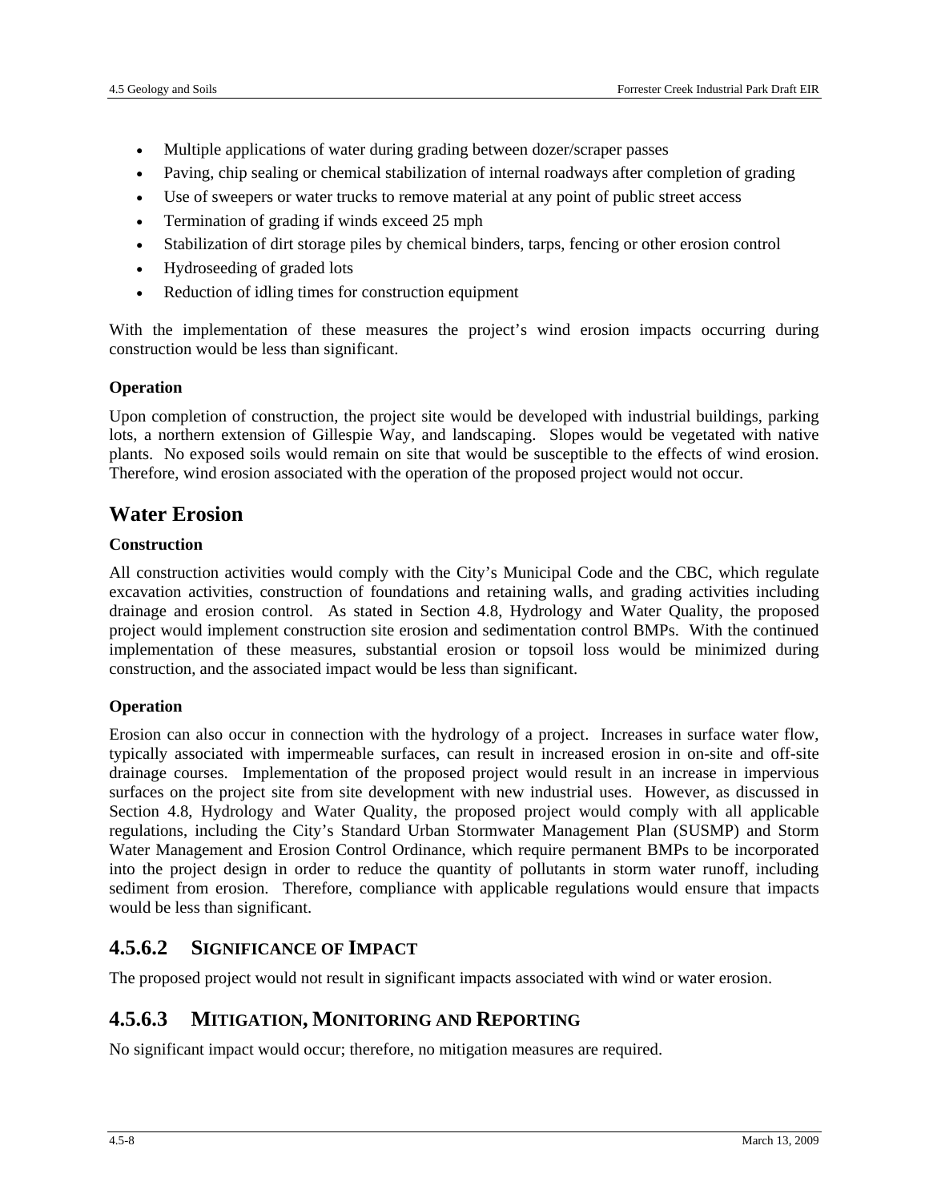- Multiple applications of water during grading between dozer/scraper passes
- Paving, chip sealing or chemical stabilization of internal roadways after completion of grading
- Use of sweepers or water trucks to remove material at any point of public street access
- Termination of grading if winds exceed 25 mph
- Stabilization of dirt storage piles by chemical binders, tarps, fencing or other erosion control
- Hydroseeding of graded lots
- Reduction of idling times for construction equipment

With the implementation of these measures the project's wind erosion impacts occurring during construction would be less than significant.

**Operation**

Upon completion of construction, the project site would be developed with industrial buildings, parking lots, a northern extension of Gillespie Way, and landscaping. Slopes would be vegetated with native plants. No exposed soils would remain on site that would be susceptible to the effects of wind erosion. Therefore, wind erosion associated with the operation of the proposed project would not occur.

## Water Erosion

**Construction**

All construction activities would comply with the City's Municipal Code and the CBC, which regulate excavation activities, construction of foundations and retaining walls, and grading activities including drainage and erosion control. As stated in Section 4.8, Hydrology and Water Quality, the proposed project would implement construction site erosion and sedimentation control BMPs. With the continued implementation of these measures, substantial erosion or topsoil loss would be minimized during construction, and the associated impact would be less than significant.

**Operation**

Erosion can also occur in connection with the hydrology of a project. Increases in surface water flow, typically associated with impermeable surfaces, can result in increased erosion in on-site and off-site drainage courses. Implementation of the proposed project would result in an increase in impervious surfaces on the project site from site development with new industrial uses. However, as discussed in Section 4.8, Hydrology and Water Quality, the proposed project would comply with all applicable regulations, including the City's Standard Urban Stormwater Management Plan (SUSMP) and Storm Water Management and Erosion Control Ordinance, which require permanent BMPs to be incorporated into the project design in order to reduce the quantity of pollutants in storm water runoff, including sediment from erosion. Therefore, compliance with applicable regulations would ensure that impacts would be less than significant.

### 4.5.6.2 Significance of Impact

The proposed project would not result in significant impacts associated with wind or water erosion.

### 4.5.6.3 Mitigation, Monitoring and Reporting

No significant impact would occur; therefore, no mitigation measures are required.